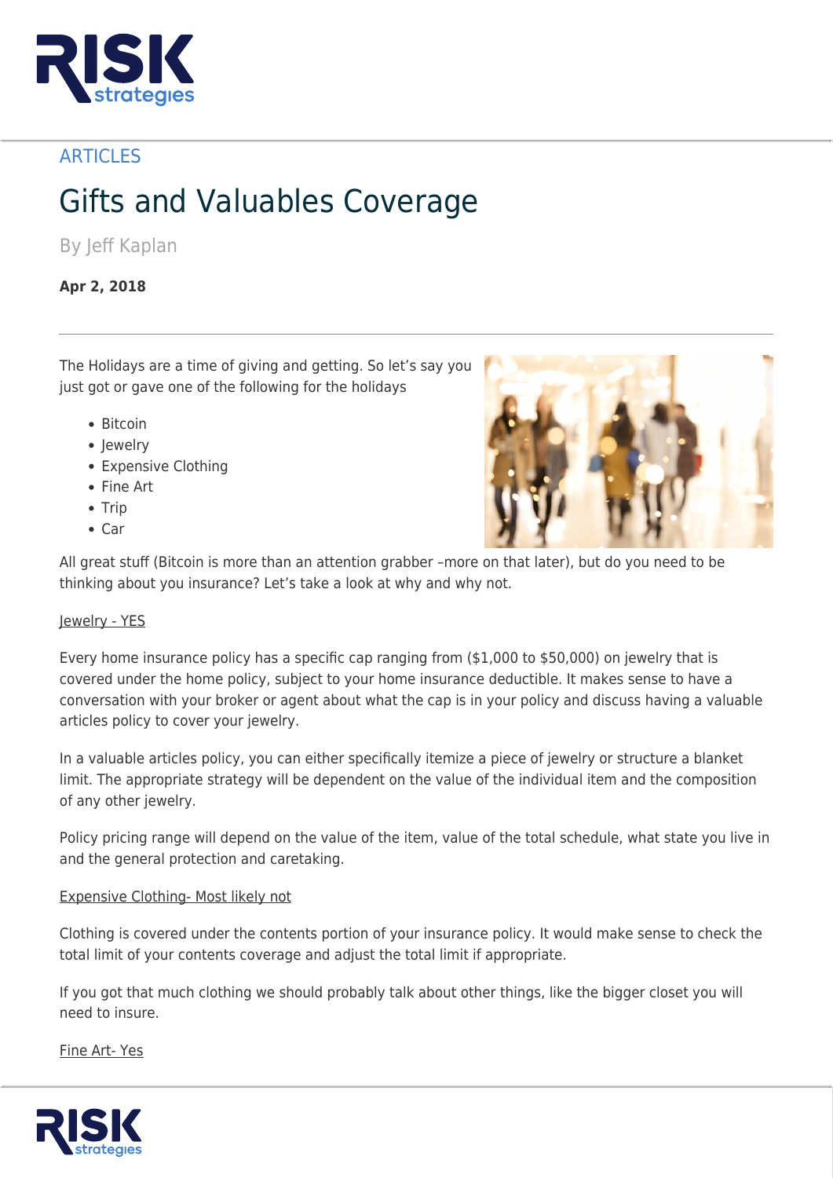ARTICLES

# Gifts and Valuables Coverage

By Jeff Kaplan

**Apr 2, 2018**

The Holidays are a time of giving and getting. So let's say you just got or gave one of the following for the holidays

- Bitcoin
- Jewelry
- Expensive Clothing
- Fine Art
- Trip
- Car

All great stuff (Bitcoin is more than an attention grabber –more on that later), but do you need to be thinking about you insurance? Let's take a look at why and why not.

Jewelry - YES

Every home insurance policy has a specific cap ranging from ($1,000 to $50,000) on jewelry that is covered under the home policy, subject to your home insurance deductible. It makes sense to have a conversation with your broker or agent about what the cap is in your policy and discuss having a valuable articles policy to cover your jewelry.

In a valuable articles policy, you can either specifically itemize a piece of jewelry or structure a blanket limit. The appropriate strategy will be dependent on the value of the individual item and the composition of any other jewelry.

Policy pricing range will depend on the value of the item, value of the total schedule, what state you live in and the general protection and caretaking.

Expensive Clothing- Most likely not

Clothing is covered under the contents portion of your insurance policy. It would make sense to check the total limit of your contents coverage and adjust the total limit if appropriate.

If you got that much clothing we should probably talk about other things, like the bigger closet you will need to insure.

Fine Art- Yes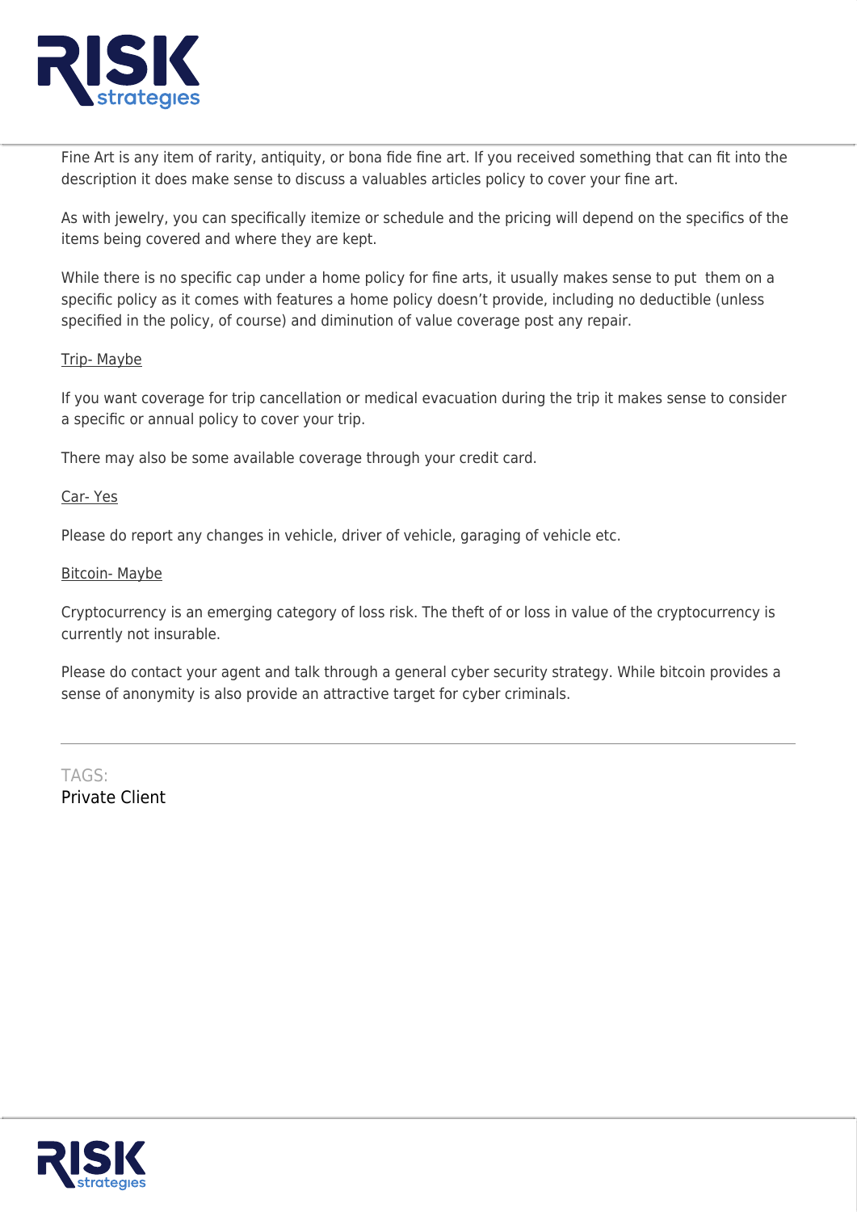Fine Art is any item of rarity, antiquity, or bona fide fine art. If you received something that can fit into the description it does make sense to discuss a valuables articles policy to cover your fine art.

As with jewelry, you can specifically itemize or schedule and the pricing will depend on the specifics of the items being covered and where they are kept.

While there is no specific cap under a home policy for fine arts, it usually makes sense to put them on a specific policy as it comes with features a home policy doesn't provide, including no deductible (unless specified in the policy, of course) and diminution of value coverage post any repair.

<u>Trip- Maybe</u>

If you want coverage for trip cancellation or medical evacuation during the trip it makes sense to consider a specific or annual policy to cover your trip.

There may also be some available coverage through your credit card.

<u>Car- Yes</u>

Please do report any changes in vehicle, driver of vehicle, garaging of vehicle etc.

<u>Bitcoin- Maybe</u>

Cryptocurrency is an emerging category of loss risk. The theft of or loss in value of the cryptocurrency is currently not insurable.

Please do contact your agent and talk through a general cyber security strategy. While bitcoin provides a sense of anonymity is also provide an attractive target for cyber criminals.

---

TAGS:
Private Client